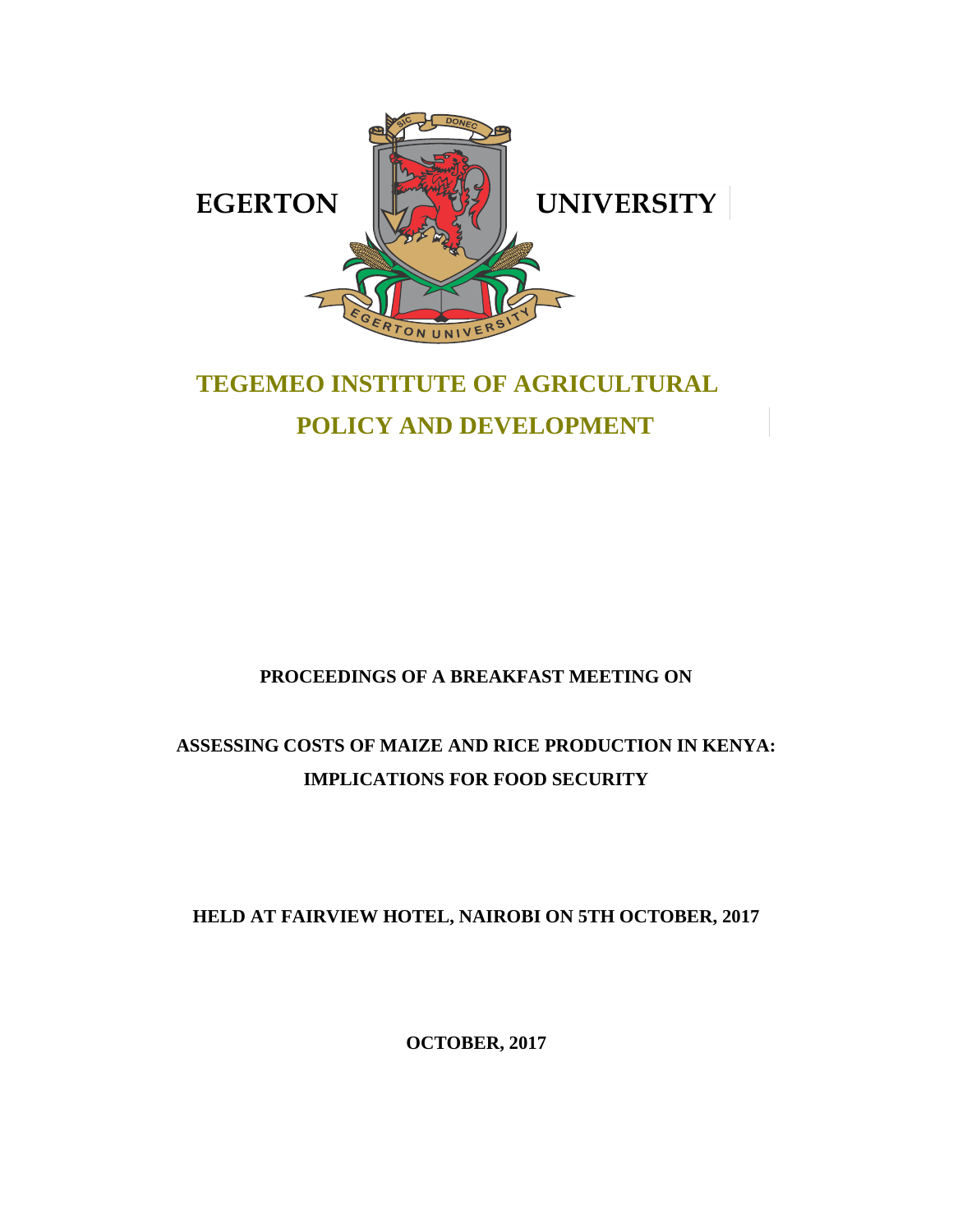EGERTON UNIVERSITY

# TEGEMEO INSTITUTE OF AGRICULTURAL POLICY AND DEVELOPMENT

**PROCEEDINGS OF A BREAKFAST MEETING ON**

## ASSESSING COSTS OF MAIZE AND RICE PRODUCTION IN KENYA: IMPLICATIONS FOR FOOD SECURITY

**HELD AT FAIRVIEW HOTEL, NAIROBI ON 5TH OCTOBER, 2017**

**OCTOBER, 2017**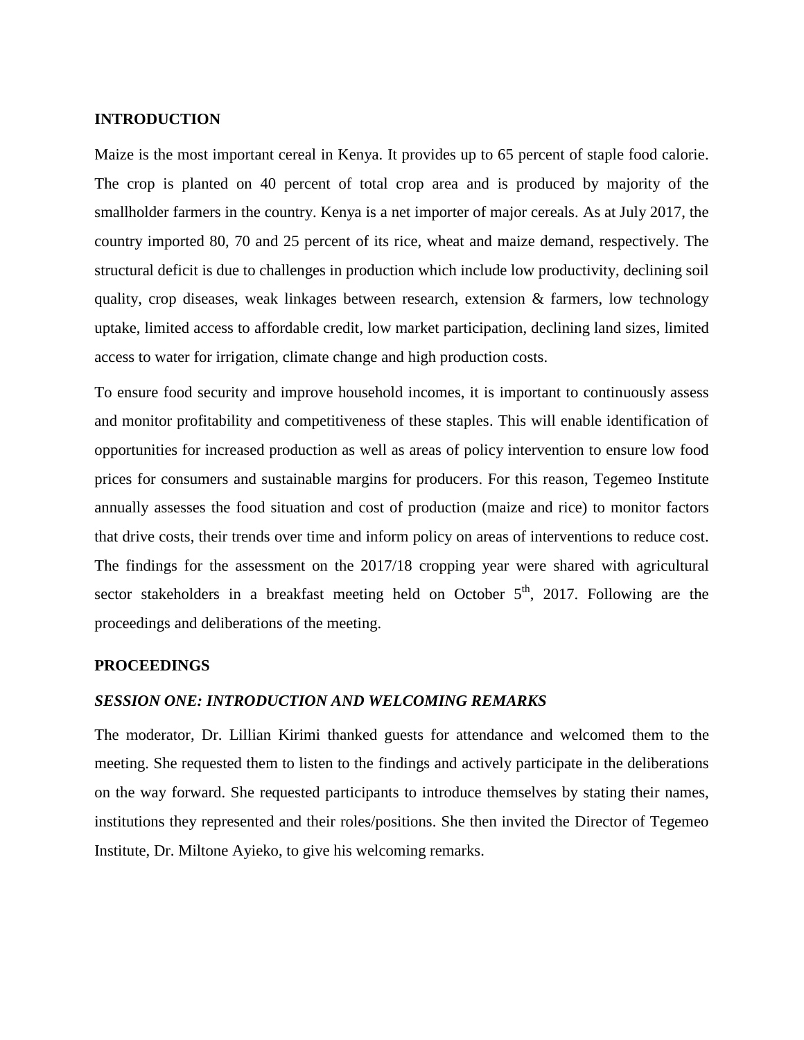## INTRODUCTION

Maize is the most important cereal in Kenya. It provides up to 65 percent of staple food calorie. The crop is planted on 40 percent of total crop area and is produced by majority of the smallholder farmers in the country. Kenya is a net importer of major cereals. As at July 2017, the country imported 80, 70 and 25 percent of its rice, wheat and maize demand, respectively. The structural deficit is due to challenges in production which include low productivity, declining soil quality, crop diseases, weak linkages between research, extension & farmers, low technology uptake, limited access to affordable credit, low market participation, declining land sizes, limited access to water for irrigation, climate change and high production costs.

To ensure food security and improve household incomes, it is important to continuously assess and monitor profitability and competitiveness of these staples. This will enable identification of opportunities for increased production as well as areas of policy intervention to ensure low food prices for consumers and sustainable margins for producers. For this reason, Tegemeo Institute annually assesses the food situation and cost of production (maize and rice) to monitor factors that drive costs, their trends over time and inform policy on areas of interventions to reduce cost. The findings for the assessment on the 2017/18 cropping year were shared with agricultural sector stakeholders in a breakfast meeting held on October 5th, 2017. Following are the proceedings and deliberations of the meeting.

## PROCEEDINGS

### *SESSION ONE: INTRODUCTION AND WELCOMING REMARKS*

The moderator, Dr. Lillian Kirimi thanked guests for attendance and welcomed them to the meeting. She requested them to listen to the findings and actively participate in the deliberations on the way forward. She requested participants to introduce themselves by stating their names, institutions they represented and their roles/positions. She then invited the Director of Tegemeo Institute, Dr. Miltone Ayieko, to give his welcoming remarks.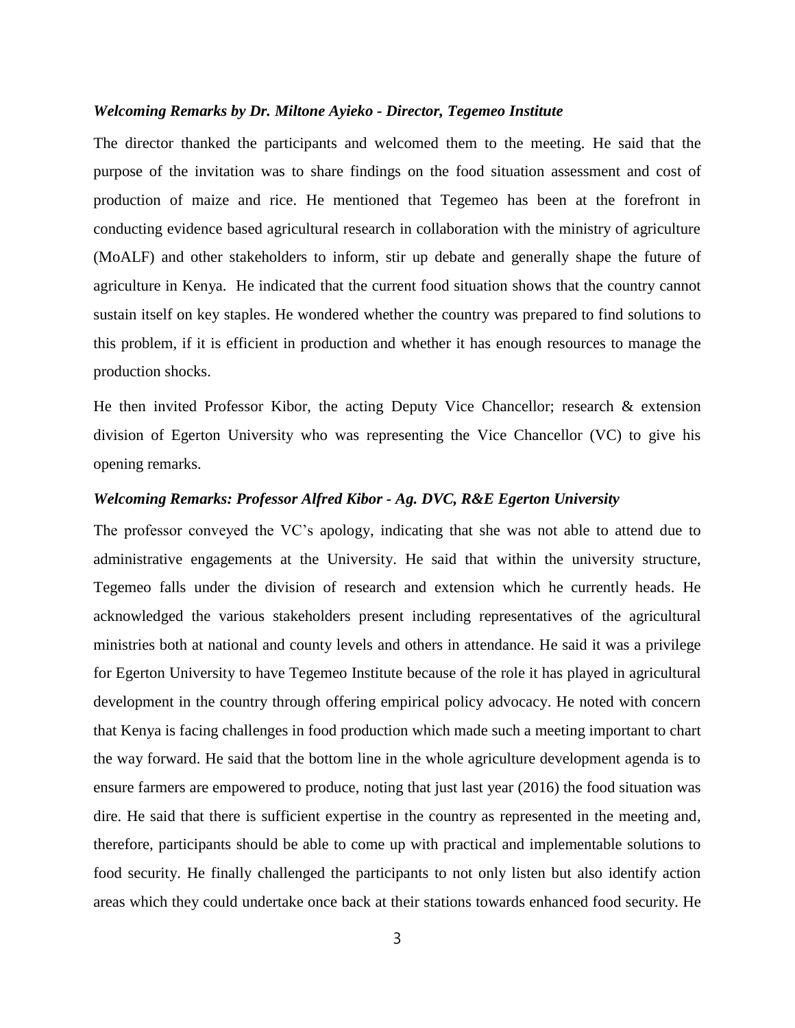### *Welcoming Remarks by Dr. Miltone Ayieko - Director, Tegemeo Institute*

The director thanked the participants and welcomed them to the meeting. He said that the purpose of the invitation was to share findings on the food situation assessment and cost of production of maize and rice. He mentioned that Tegemeo has been at the forefront in conducting evidence based agricultural research in collaboration with the ministry of agriculture (MoALF) and other stakeholders to inform, stir up debate and generally shape the future of agriculture in Kenya. He indicated that the current food situation shows that the country cannot sustain itself on key staples. He wondered whether the country was prepared to find solutions to this problem, if it is efficient in production and whether it has enough resources to manage the production shocks.

He then invited Professor Kibor, the acting Deputy Vice Chancellor; research & extension division of Egerton University who was representing the Vice Chancellor (VC) to give his opening remarks.

### *Welcoming Remarks: Professor Alfred Kibor - Ag. DVC, R&E Egerton University*

The professor conveyed the VC's apology, indicating that she was not able to attend due to administrative engagements at the University. He said that within the university structure, Tegemeo falls under the division of research and extension which he currently heads. He acknowledged the various stakeholders present including representatives of the agricultural ministries both at national and county levels and others in attendance. He said it was a privilege for Egerton University to have Tegemeo Institute because of the role it has played in agricultural development in the country through offering empirical policy advocacy. He noted with concern that Kenya is facing challenges in food production which made such a meeting important to chart the way forward. He said that the bottom line in the whole agriculture development agenda is to ensure farmers are empowered to produce, noting that just last year (2016) the food situation was dire. He said that there is sufficient expertise in the country as represented in the meeting and, therefore, participants should be able to come up with practical and implementable solutions to food security. He finally challenged the participants to not only listen but also identify action areas which they could undertake once back at their stations towards enhanced food security. He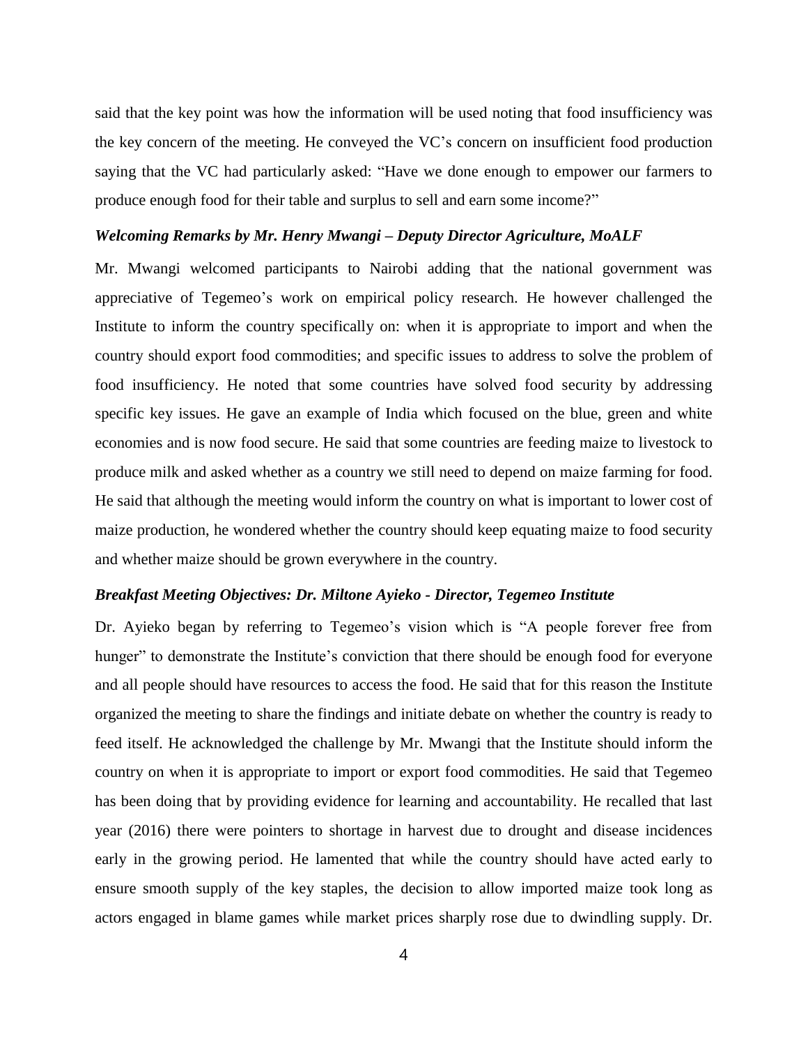said that the key point was how the information will be used noting that food insufficiency was the key concern of the meeting. He conveyed the VC's concern on insufficient food production saying that the VC had particularly asked: "Have we done enough to empower our farmers to produce enough food for their table and surplus to sell and earn some income?"

***Welcoming Remarks by Mr. Henry Mwangi – Deputy Director Agriculture, MoALF***

Mr. Mwangi welcomed participants to Nairobi adding that the national government was appreciative of Tegemeo's work on empirical policy research. He however challenged the Institute to inform the country specifically on: when it is appropriate to import and when the country should export food commodities; and specific issues to address to solve the problem of food insufficiency. He noted that some countries have solved food security by addressing specific key issues. He gave an example of India which focused on the blue, green and white economies and is now food secure. He said that some countries are feeding maize to livestock to produce milk and asked whether as a country we still need to depend on maize farming for food. He said that although the meeting would inform the country on what is important to lower cost of maize production, he wondered whether the country should keep equating maize to food security and whether maize should be grown everywhere in the country.

***Breakfast Meeting Objectives: Dr. Miltone Ayieko - Director, Tegemeo Institute***

Dr. Ayieko began by referring to Tegemeo's vision which is "A people forever free from hunger" to demonstrate the Institute's conviction that there should be enough food for everyone and all people should have resources to access the food. He said that for this reason the Institute organized the meeting to share the findings and initiate debate on whether the country is ready to feed itself. He acknowledged the challenge by Mr. Mwangi that the Institute should inform the country on when it is appropriate to import or export food commodities. He said that Tegemeo has been doing that by providing evidence for learning and accountability. He recalled that last year (2016) there were pointers to shortage in harvest due to drought and disease incidences early in the growing period. He lamented that while the country should have acted early to ensure smooth supply of the key staples, the decision to allow imported maize took long as actors engaged in blame games while market prices sharply rose due to dwindling supply. Dr.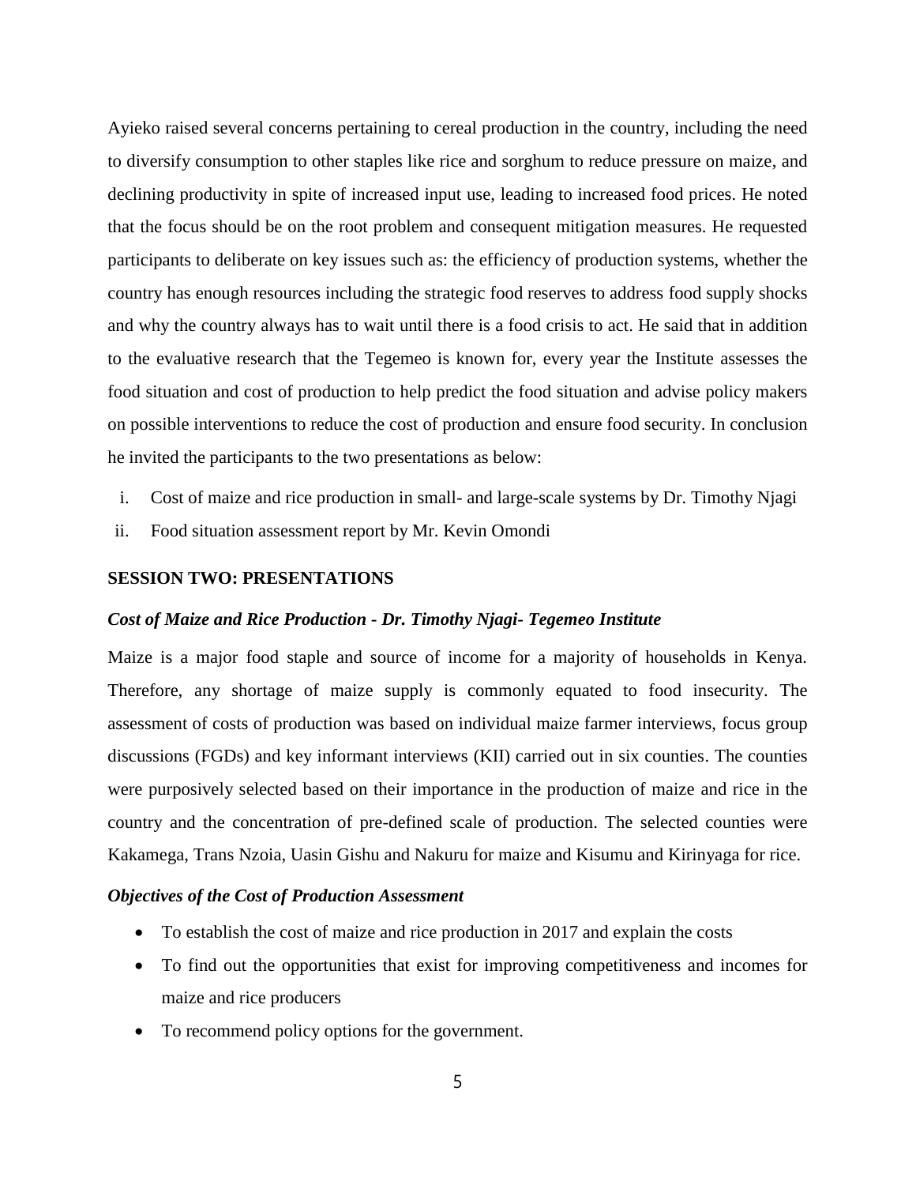Ayieko raised several concerns pertaining to cereal production in the country, including the need to diversify consumption to other staples like rice and sorghum to reduce pressure on maize, and declining productivity in spite of increased input use, leading to increased food prices. He noted that the focus should be on the root problem and consequent mitigation measures. He requested participants to deliberate on key issues such as: the efficiency of production systems, whether the country has enough resources including the strategic food reserves to address food supply shocks and why the country always has to wait until there is a food crisis to act. He said that in addition to the evaluative research that the Tegemeo is known for, every year the Institute assesses the food situation and cost of production to help predict the food situation and advise policy makers on possible interventions to reduce the cost of production and ensure food security. In conclusion he invited the participants to the two presentations as below:

i. Cost of maize and rice production in small- and large-scale systems by Dr. Timothy Njagi
ii. Food situation assessment report by Mr. Kevin Omondi

## SESSION TWO: PRESENTATIONS

### *Cost of Maize and Rice Production - Dr. Timothy Njagi- Tegemeo Institute*

Maize is a major food staple and source of income for a majority of households in Kenya. Therefore, any shortage of maize supply is commonly equated to food insecurity. The assessment of costs of production was based on individual maize farmer interviews, focus group discussions (FGDs) and key informant interviews (KII) carried out in six counties. The counties were purposively selected based on their importance in the production of maize and rice in the country and the concentration of pre-defined scale of production. The selected counties were Kakamega, Trans Nzoia, Uasin Gishu and Nakuru for maize and Kisumu and Kirinyaga for rice.

### *Objectives of the Cost of Production Assessment*

- To establish the cost of maize and rice production in 2017 and explain the costs
- To find out the opportunities that exist for improving competitiveness and incomes for maize and rice producers
- To recommend policy options for the government.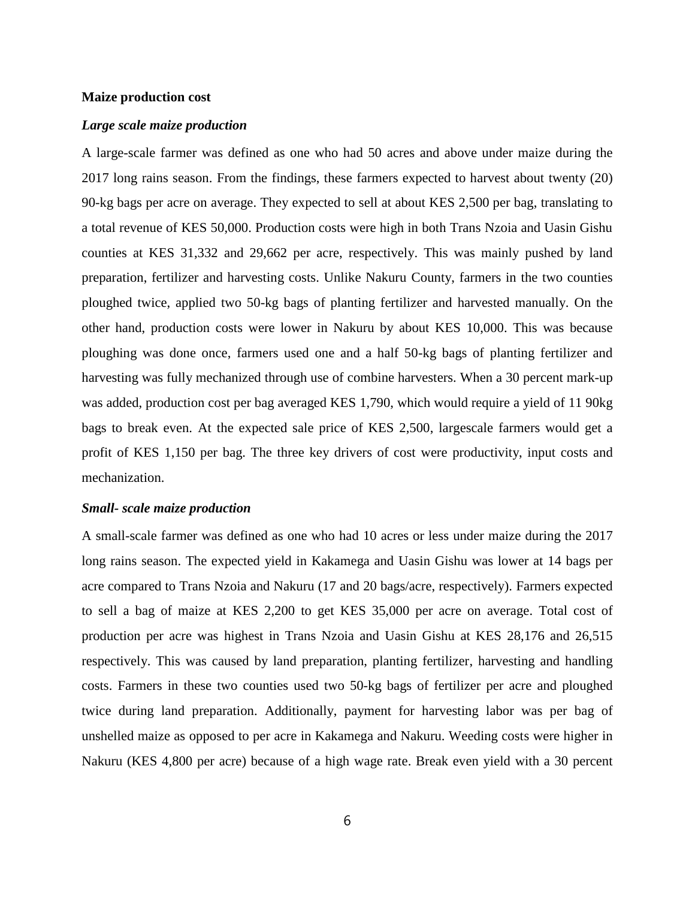**Maize production cost**

***Large scale maize production***

A large-scale farmer was defined as one who had 50 acres and above under maize during the 2017 long rains season. From the findings, these farmers expected to harvest about twenty (20) 90-kg bags per acre on average. They expected to sell at about KES 2,500 per bag, translating to a total revenue of KES 50,000. Production costs were high in both Trans Nzoia and Uasin Gishu counties at KES 31,332 and 29,662 per acre, respectively. This was mainly pushed by land preparation, fertilizer and harvesting costs. Unlike Nakuru County, farmers in the two counties ploughed twice, applied two 50-kg bags of planting fertilizer and harvested manually. On the other hand, production costs were lower in Nakuru by about KES 10,000. This was because ploughing was done once, farmers used one and a half 50-kg bags of planting fertilizer and harvesting was fully mechanized through use of combine harvesters. When a 30 percent mark-up was added, production cost per bag averaged KES 1,790, which would require a yield of 11 90kg bags to break even. At the expected sale price of KES 2,500, largescale farmers would get a profit of KES 1,150 per bag. The three key drivers of cost were productivity, input costs and mechanization.

***Small- scale maize production***

A small-scale farmer was defined as one who had 10 acres or less under maize during the 2017 long rains season. The expected yield in Kakamega and Uasin Gishu was lower at 14 bags per acre compared to Trans Nzoia and Nakuru (17 and 20 bags/acre, respectively). Farmers expected to sell a bag of maize at KES 2,200 to get KES 35,000 per acre on average. Total cost of production per acre was highest in Trans Nzoia and Uasin Gishu at KES 28,176 and 26,515 respectively. This was caused by land preparation, planting fertilizer, harvesting and handling costs. Farmers in these two counties used two 50-kg bags of fertilizer per acre and ploughed twice during land preparation. Additionally, payment for harvesting labor was per bag of unshelled maize as opposed to per acre in Kakamega and Nakuru. Weeding costs were higher in Nakuru (KES 4,800 per acre) because of a high wage rate. Break even yield with a 30 percent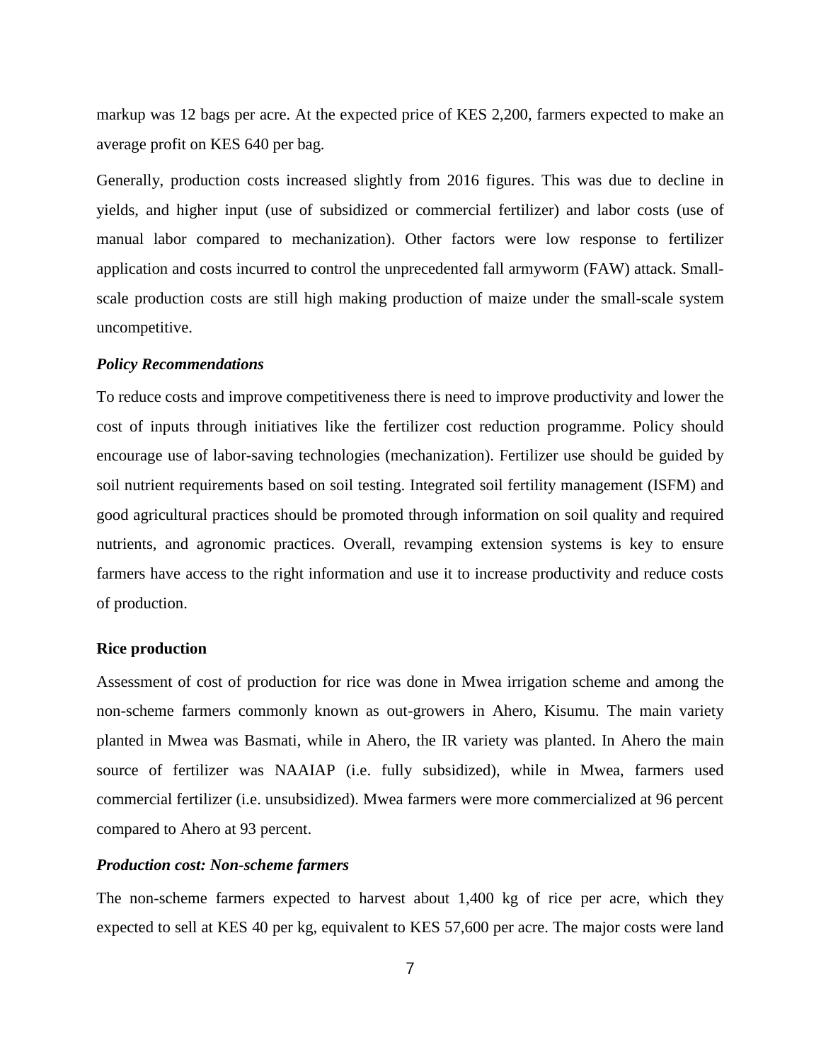markup was 12 bags per acre. At the expected price of KES 2,200, farmers expected to make an average profit on KES 640 per bag.

Generally, production costs increased slightly from 2016 figures. This was due to decline in yields, and higher input (use of subsidized or commercial fertilizer) and labor costs (use of manual labor compared to mechanization). Other factors were low response to fertilizer application and costs incurred to control the unprecedented fall armyworm (FAW) attack. Small-scale production costs are still high making production of maize under the small-scale system uncompetitive.

### *Policy Recommendations*

To reduce costs and improve competitiveness there is need to improve productivity and lower the cost of inputs through initiatives like the fertilizer cost reduction programme. Policy should encourage use of labor-saving technologies (mechanization). Fertilizer use should be guided by soil nutrient requirements based on soil testing. Integrated soil fertility management (ISFM) and good agricultural practices should be promoted through information on soil quality and required nutrients, and agronomic practices. Overall, revamping extension systems is key to ensure farmers have access to the right information and use it to increase productivity and reduce costs of production.

## Rice production

Assessment of cost of production for rice was done in Mwea irrigation scheme and among the non-scheme farmers commonly known as out-growers in Ahero, Kisumu. The main variety planted in Mwea was Basmati, while in Ahero, the IR variety was planted. In Ahero the main source of fertilizer was NAAIAP (i.e. fully subsidized), while in Mwea, farmers used commercial fertilizer (i.e. unsubsidized). Mwea farmers were more commercialized at 96 percent compared to Ahero at 93 percent.

### *Production cost: Non-scheme farmers*

The non-scheme farmers expected to harvest about 1,400 kg of rice per acre, which they expected to sell at KES 40 per kg, equivalent to KES 57,600 per acre. The major costs were land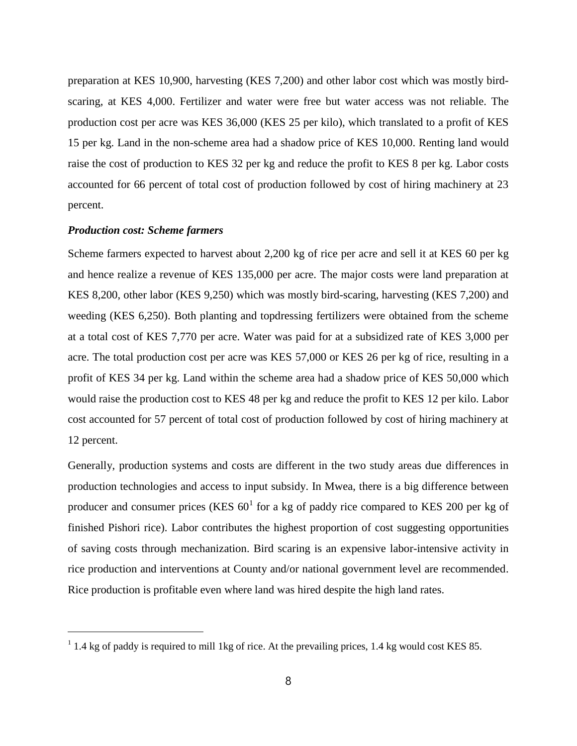preparation at KES 10,900, harvesting (KES 7,200) and other labor cost which was mostly bird-scaring, at KES 4,000. Fertilizer and water were free but water access was not reliable. The production cost per acre was KES 36,000 (KES 25 per kilo), which translated to a profit of KES 15 per kg. Land in the non-scheme area had a shadow price of KES 10,000. Renting land would raise the cost of production to KES 32 per kg and reduce the profit to KES 8 per kg. Labor costs accounted for 66 percent of total cost of production followed by cost of hiring machinery at 23 percent.

***Production cost: Scheme farmers***

Scheme farmers expected to harvest about 2,200 kg of rice per acre and sell it at KES 60 per kg and hence realize a revenue of KES 135,000 per acre. The major costs were land preparation at KES 8,200, other labor (KES 9,250) which was mostly bird-scaring, harvesting (KES 7,200) and weeding (KES 6,250). Both planting and topdressing fertilizers were obtained from the scheme at a total cost of KES 7,770 per acre. Water was paid for at a subsidized rate of KES 3,000 per acre. The total production cost per acre was KES 57,000 or KES 26 per kg of rice, resulting in a profit of KES 34 per kg. Land within the scheme area had a shadow price of KES 50,000 which would raise the production cost to KES 48 per kg and reduce the profit to KES 12 per kilo. Labor cost accounted for 57 percent of total cost of production followed by cost of hiring machinery at 12 percent.

Generally, production systems and costs are different in the two study areas due differences in production technologies and access to input subsidy. In Mwea, there is a big difference between producer and consumer prices (KES 60[1] for a kg of paddy rice compared to KES 200 per kg of finished Pishori rice). Labor contributes the highest proportion of cost suggesting opportunities of saving costs through mechanization. Bird scaring is an expensive labor-intensive activity in rice production and interventions at County and/or national government level are recommended. Rice production is profitable even where land was hired despite the high land rates.

[1] 1.4 kg of paddy is required to mill 1kg of rice. At the prevailing prices, 1.4 kg would cost KES 85.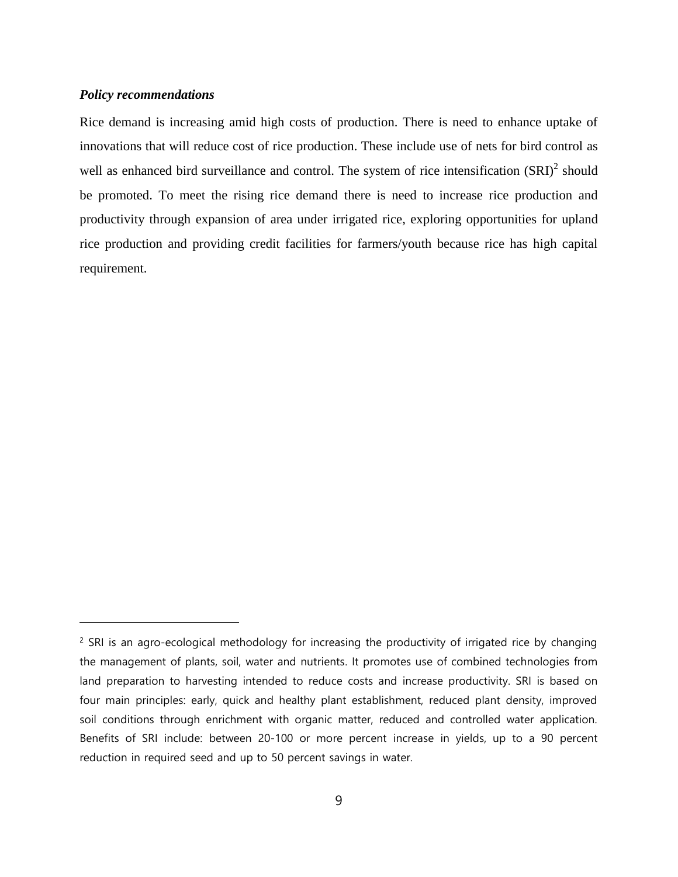***Policy recommendations***

Rice demand is increasing amid high costs of production. There is need to enhance uptake of innovations that will reduce cost of rice production. These include use of nets for bird control as well as enhanced bird surveillance and control. The system of rice intensification (SRI)[2] should be promoted. To meet the rising rice demand there is need to increase rice production and productivity through expansion of area under irrigated rice, exploring opportunities for upland rice production and providing credit facilities for farmers/youth because rice has high capital requirement.

---

[2] SRI is an agro-ecological methodology for increasing the productivity of irrigated rice by changing the management of plants, soil, water and nutrients. It promotes use of combined technologies from land preparation to harvesting intended to reduce costs and increase productivity. SRI is based on four main principles: early, quick and healthy plant establishment, reduced plant density, improved soil conditions through enrichment with organic matter, reduced and controlled water application. Benefits of SRI include: between 20-100 or more percent increase in yields, up to a 90 percent reduction in required seed and up to 50 percent savings in water.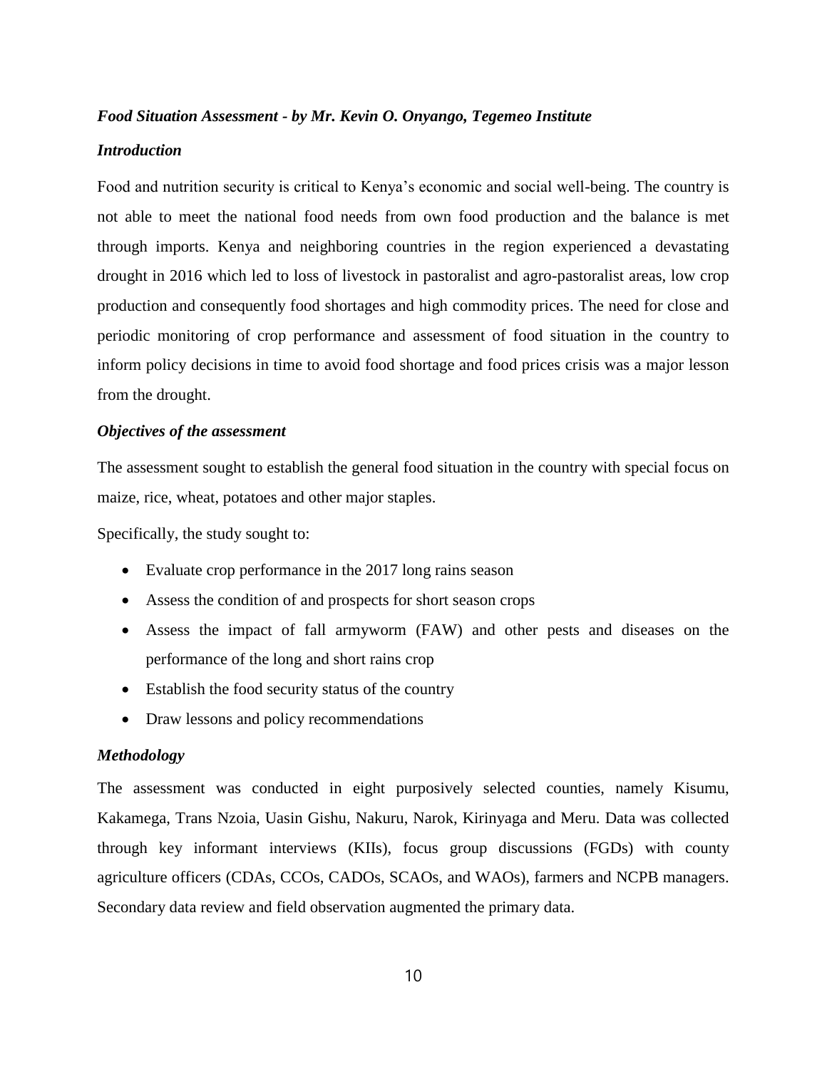### *Food Situation Assessment - by Mr. Kevin O. Onyango, Tegemeo Institute*

#### *Introduction*

Food and nutrition security is critical to Kenya's economic and social well-being. The country is not able to meet the national food needs from own food production and the balance is met through imports. Kenya and neighboring countries in the region experienced a devastating drought in 2016 which led to loss of livestock in pastoralist and agro-pastoralist areas, low crop production and consequently food shortages and high commodity prices. The need for close and periodic monitoring of crop performance and assessment of food situation in the country to inform policy decisions in time to avoid food shortage and food prices crisis was a major lesson from the drought.

#### *Objectives of the assessment*

The assessment sought to establish the general food situation in the country with special focus on maize, rice, wheat, potatoes and other major staples.

Specifically, the study sought to:

- Evaluate crop performance in the 2017 long rains season
- Assess the condition of and prospects for short season crops
- Assess the impact of fall armyworm (FAW) and other pests and diseases on the performance of the long and short rains crop
- Establish the food security status of the country
- Draw lessons and policy recommendations

#### *Methodology*

The assessment was conducted in eight purposively selected counties, namely Kisumu, Kakamega, Trans Nzoia, Uasin Gishu, Nakuru, Narok, Kirinyaga and Meru. Data was collected through key informant interviews (KIIs), focus group discussions (FGDs) with county agriculture officers (CDAs, CCOs, CADOs, SCAOs, and WAOs), farmers and NCPB managers. Secondary data review and field observation augmented the primary data.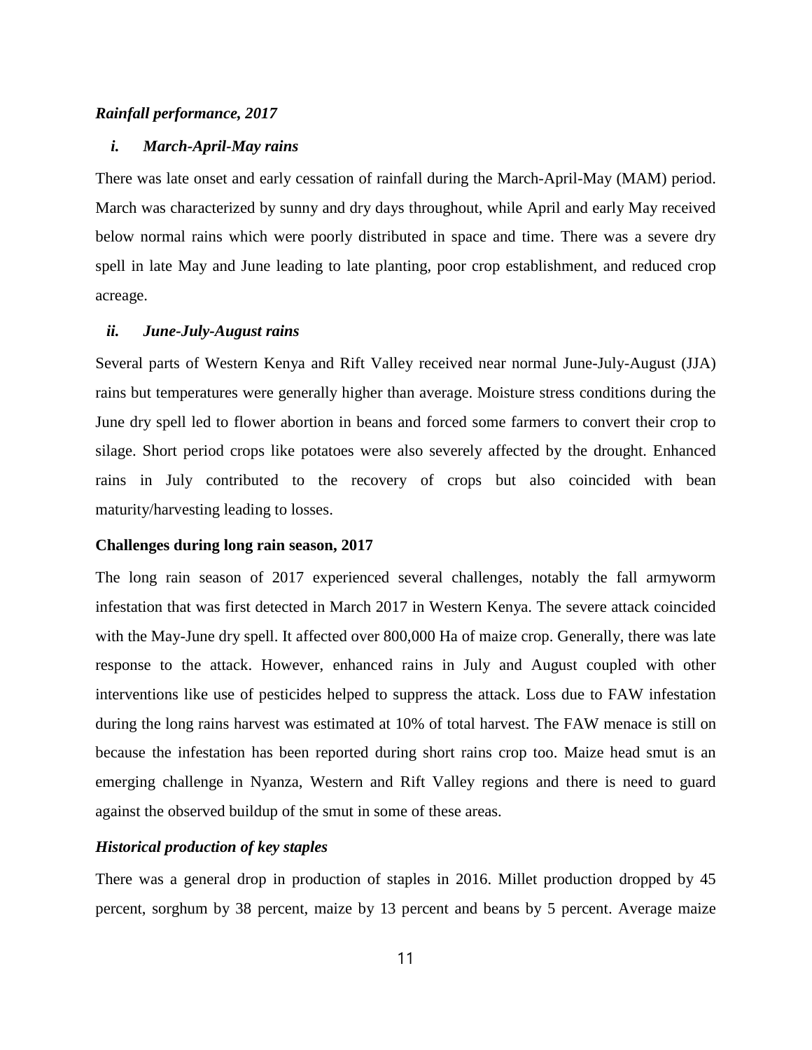### *Rainfall performance, 2017*

#### *i. March-April-May rains*

There was late onset and early cessation of rainfall during the March-April-May (MAM) period. March was characterized by sunny and dry days throughout, while April and early May received below normal rains which were poorly distributed in space and time. There was a severe dry spell in late May and June leading to late planting, poor crop establishment, and reduced crop acreage.

#### *ii. June-July-August rains*

Several parts of Western Kenya and Rift Valley received near normal June-July-August (JJA) rains but temperatures were generally higher than average. Moisture stress conditions during the June dry spell led to flower abortion in beans and forced some farmers to convert their crop to silage. Short period crops like potatoes were also severely affected by the drought. Enhanced rains in July contributed to the recovery of crops but also coincided with bean maturity/harvesting leading to losses.

### **Challenges during long rain season, 2017**

The long rain season of 2017 experienced several challenges, notably the fall armyworm infestation that was first detected in March 2017 in Western Kenya. The severe attack coincided with the May-June dry spell. It affected over 800,000 Ha of maize crop. Generally, there was late response to the attack. However, enhanced rains in July and August coupled with other interventions like use of pesticides helped to suppress the attack. Loss due to FAW infestation during the long rains harvest was estimated at 10% of total harvest. The FAW menace is still on because the infestation has been reported during short rains crop too. Maize head smut is an emerging challenge in Nyanza, Western and Rift Valley regions and there is need to guard against the observed buildup of the smut in some of these areas.

### *Historical production of key staples*

There was a general drop in production of staples in 2016. Millet production dropped by 45 percent, sorghum by 38 percent, maize by 13 percent and beans by 5 percent. Average maize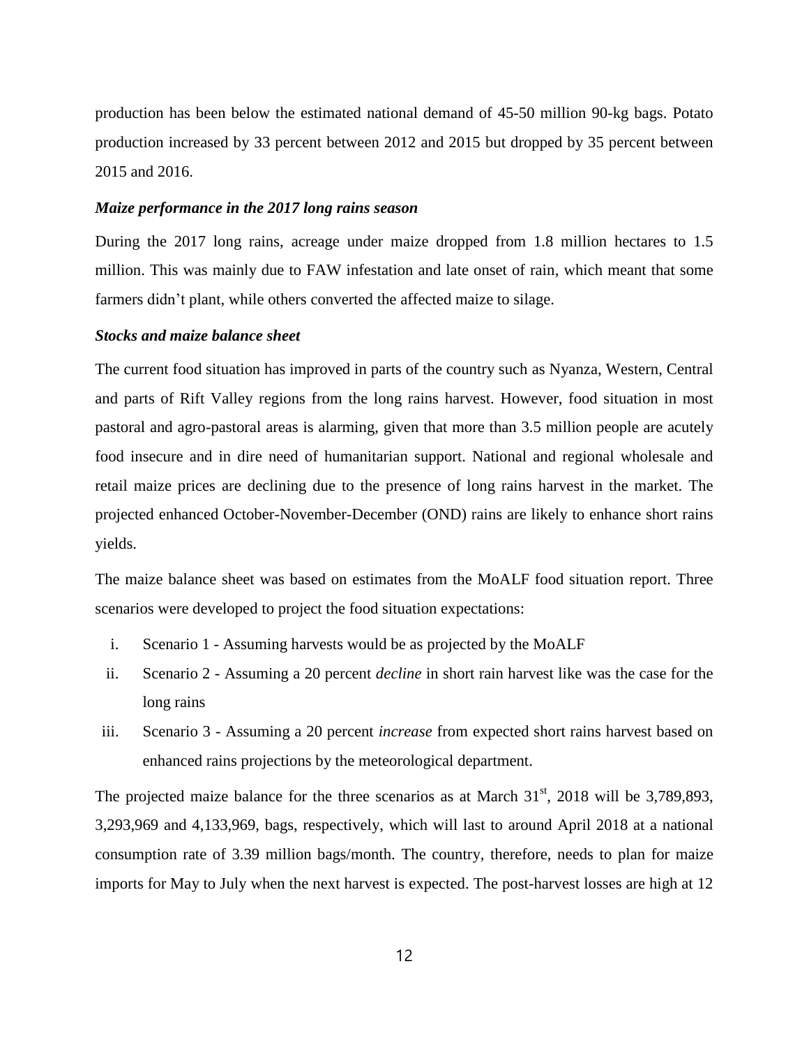production has been below the estimated national demand of 45-50 million 90-kg bags. Potato production increased by 33 percent between 2012 and 2015 but dropped by 35 percent between 2015 and 2016.

***Maize performance in the 2017 long rains season***

During the 2017 long rains, acreage under maize dropped from 1.8 million hectares to 1.5 million. This was mainly due to FAW infestation and late onset of rain, which meant that some farmers didn't plant, while others converted the affected maize to silage.

***Stocks and maize balance sheet***

The current food situation has improved in parts of the country such as Nyanza, Western, Central and parts of Rift Valley regions from the long rains harvest. However, food situation in most pastoral and agro-pastoral areas is alarming, given that more than 3.5 million people are acutely food insecure and in dire need of humanitarian support. National and regional wholesale and retail maize prices are declining due to the presence of long rains harvest in the market. The projected enhanced October-November-December (OND) rains are likely to enhance short rains yields.

The maize balance sheet was based on estimates from the MoALF food situation report. Three scenarios were developed to project the food situation expectations:

i. Scenario 1 - Assuming harvests would be as projected by the MoALF
ii. Scenario 2 - Assuming a 20 percent *decline* in short rain harvest like was the case for the long rains
iii. Scenario 3 - Assuming a 20 percent *increase* from expected short rains harvest based on enhanced rains projections by the meteorological department.

The projected maize balance for the three scenarios as at March 31st, 2018 will be 3,789,893, 3,293,969 and 4,133,969, bags, respectively, which will last to around April 2018 at a national consumption rate of 3.39 million bags/month. The country, therefore, needs to plan for maize imports for May to July when the next harvest is expected. The post-harvest losses are high at 12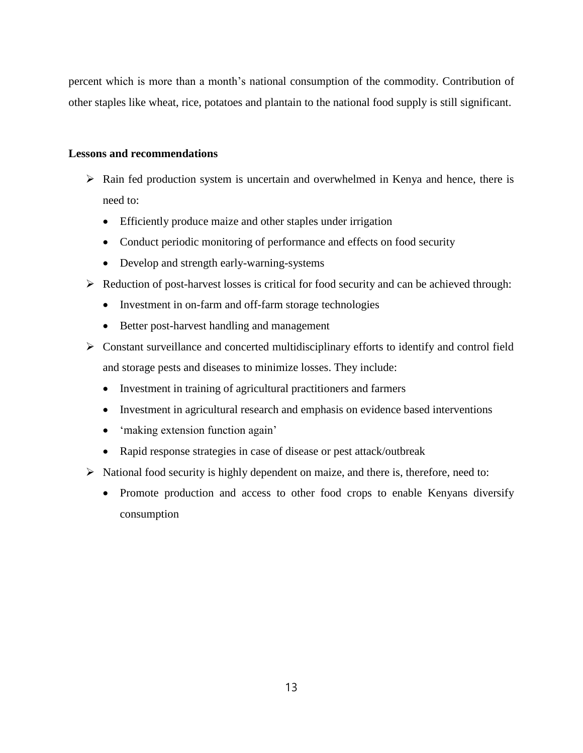percent which is more than a month's national consumption of the commodity. Contribution of other staples like wheat, rice, potatoes and plantain to the national food supply is still significant.

**Lessons and recommendations**

- Rain fed production system is uncertain and overwhelmed in Kenya and hence, there is need to:
  - Efficiently produce maize and other staples under irrigation
  - Conduct periodic monitoring of performance and effects on food security
  - Develop and strength early-warning-systems
- Reduction of post-harvest losses is critical for food security and can be achieved through:
  - Investment in on-farm and off-farm storage technologies
  - Better post-harvest handling and management
- Constant surveillance and concerted multidisciplinary efforts to identify and control field and storage pests and diseases to minimize losses. They include:
  - Investment in training of agricultural practitioners and farmers
  - Investment in agricultural research and emphasis on evidence based interventions
  - 'making extension function again'
  - Rapid response strategies in case of disease or pest attack/outbreak
- National food security is highly dependent on maize, and there is, therefore, need to:
  - Promote production and access to other food crops to enable Kenyans diversify consumption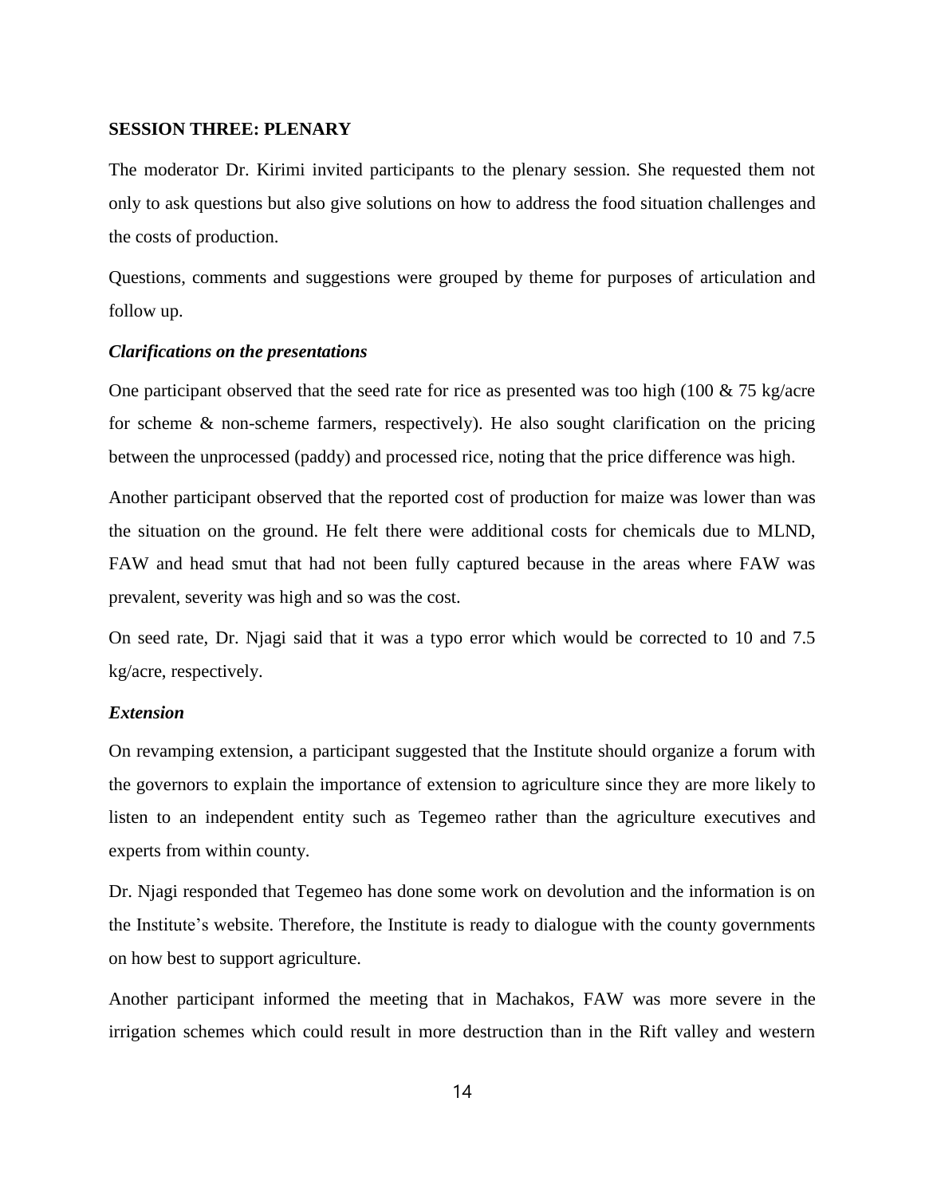## SESSION THREE: PLENARY

The moderator Dr. Kirimi invited participants to the plenary session. She requested them not only to ask questions but also give solutions on how to address the food situation challenges and the costs of production.

Questions, comments and suggestions were grouped by theme for purposes of articulation and follow up.

### *Clarifications on the presentations*

One participant observed that the seed rate for rice as presented was too high (100 & 75 kg/acre for scheme & non-scheme farmers, respectively). He also sought clarification on the pricing between the unprocessed (paddy) and processed rice, noting that the price difference was high.

Another participant observed that the reported cost of production for maize was lower than was the situation on the ground. He felt there were additional costs for chemicals due to MLND, FAW and head smut that had not been fully captured because in the areas where FAW was prevalent, severity was high and so was the cost.

On seed rate, Dr. Njagi said that it was a typo error which would be corrected to 10 and 7.5 kg/acre, respectively.

### *Extension*

On revamping extension, a participant suggested that the Institute should organize a forum with the governors to explain the importance of extension to agriculture since they are more likely to listen to an independent entity such as Tegemeo rather than the agriculture executives and experts from within county.

Dr. Njagi responded that Tegemeo has done some work on devolution and the information is on the Institute's website. Therefore, the Institute is ready to dialogue with the county governments on how best to support agriculture.

Another participant informed the meeting that in Machakos, FAW was more severe in the irrigation schemes which could result in more destruction than in the Rift valley and western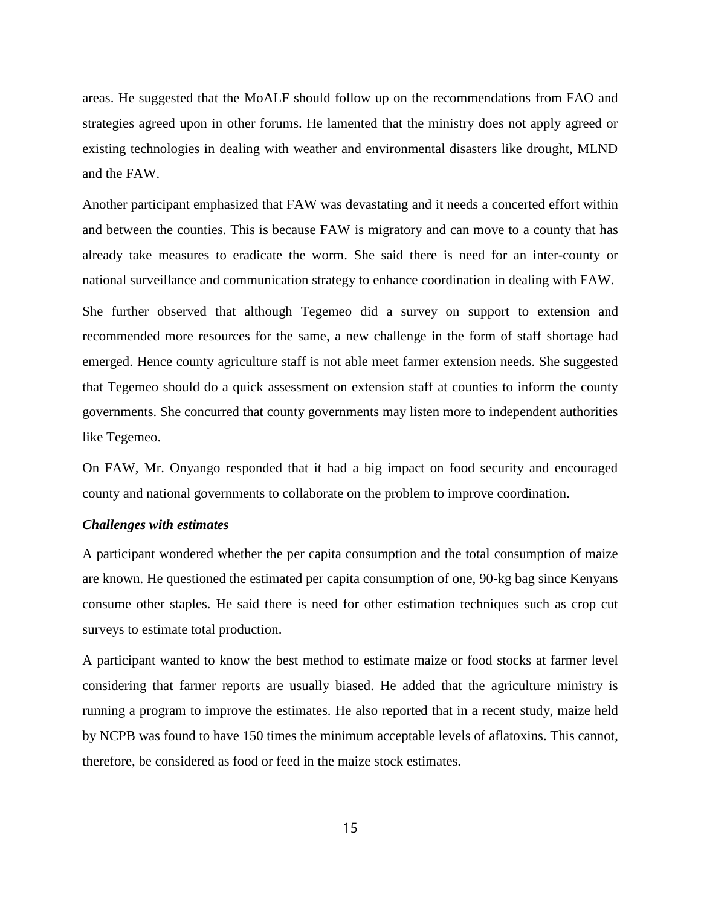areas. He suggested that the MoALF should follow up on the recommendations from FAO and strategies agreed upon in other forums. He lamented that the ministry does not apply agreed or existing technologies in dealing with weather and environmental disasters like drought, MLND and the FAW.

Another participant emphasized that FAW was devastating and it needs a concerted effort within and between the counties. This is because FAW is migratory and can move to a county that has already take measures to eradicate the worm. She said there is need for an inter-county or national surveillance and communication strategy to enhance coordination in dealing with FAW.

She further observed that although Tegemeo did a survey on support to extension and recommended more resources for the same, a new challenge in the form of staff shortage had emerged. Hence county agriculture staff is not able meet farmer extension needs. She suggested that Tegemeo should do a quick assessment on extension staff at counties to inform the county governments. She concurred that county governments may listen more to independent authorities like Tegemeo.

On FAW, Mr. Onyango responded that it had a big impact on food security and encouraged county and national governments to collaborate on the problem to improve coordination.

***Challenges with estimates***

A participant wondered whether the per capita consumption and the total consumption of maize are known. He questioned the estimated per capita consumption of one, 90-kg bag since Kenyans consume other staples. He said there is need for other estimation techniques such as crop cut surveys to estimate total production.

A participant wanted to know the best method to estimate maize or food stocks at farmer level considering that farmer reports are usually biased. He added that the agriculture ministry is running a program to improve the estimates. He also reported that in a recent study, maize held by NCPB was found to have 150 times the minimum acceptable levels of aflatoxins. This cannot, therefore, be considered as food or feed in the maize stock estimates.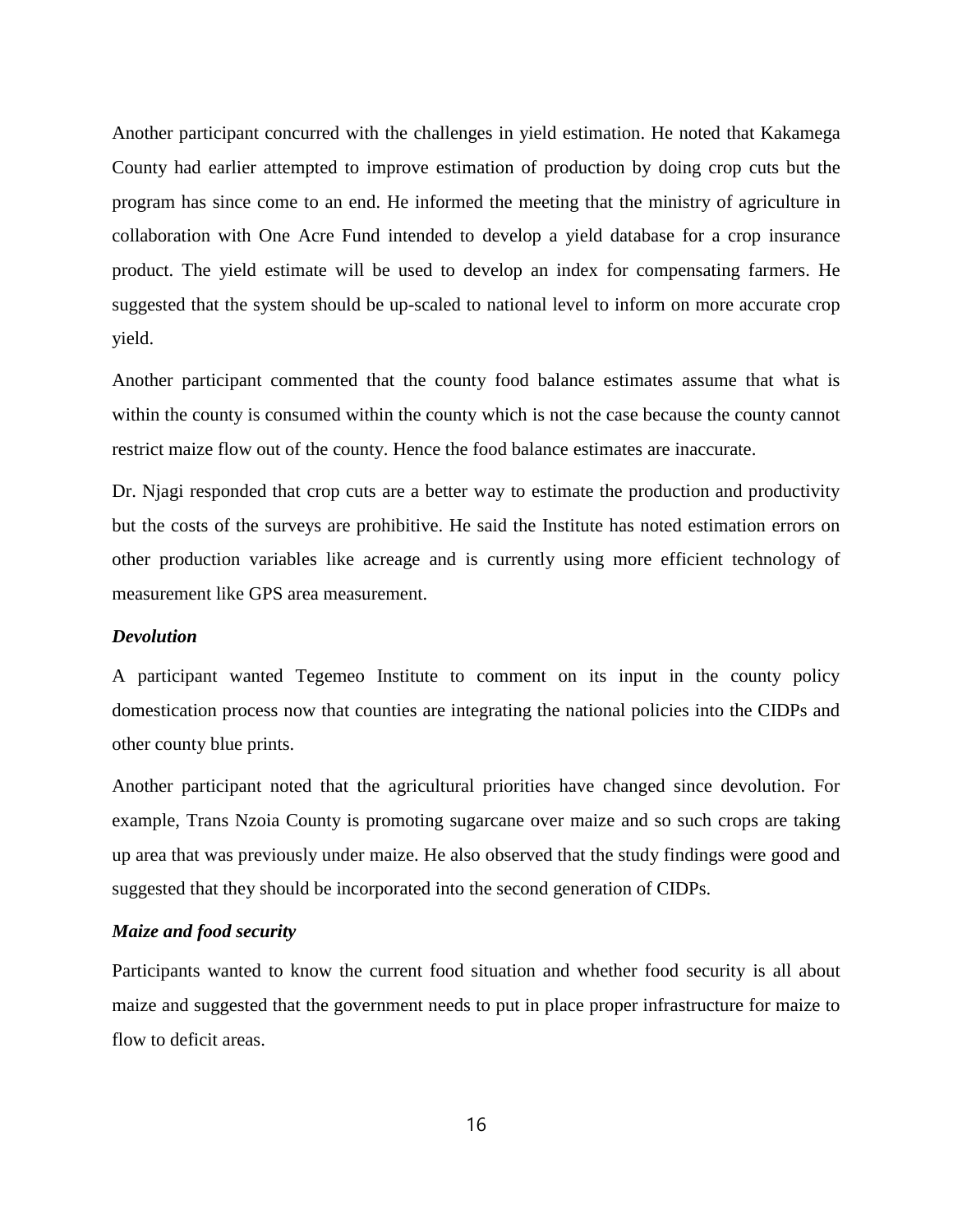Another participant concurred with the challenges in yield estimation. He noted that Kakamega County had earlier attempted to improve estimation of production by doing crop cuts but the program has since come to an end. He informed the meeting that the ministry of agriculture in collaboration with One Acre Fund intended to develop a yield database for a crop insurance product. The yield estimate will be used to develop an index for compensating farmers. He suggested that the system should be up-scaled to national level to inform on more accurate crop yield.

Another participant commented that the county food balance estimates assume that what is within the county is consumed within the county which is not the case because the county cannot restrict maize flow out of the county. Hence the food balance estimates are inaccurate.

Dr. Njagi responded that crop cuts are a better way to estimate the production and productivity but the costs of the surveys are prohibitive. He said the Institute has noted estimation errors on other production variables like acreage and is currently using more efficient technology of measurement like GPS area measurement.

***Devolution***

A participant wanted Tegemeo Institute to comment on its input in the county policy domestication process now that counties are integrating the national policies into the CIDPs and other county blue prints.

Another participant noted that the agricultural priorities have changed since devolution. For example, Trans Nzoia County is promoting sugarcane over maize and so such crops are taking up area that was previously under maize. He also observed that the study findings were good and suggested that they should be incorporated into the second generation of CIDPs.

***Maize and food security***

Participants wanted to know the current food situation and whether food security is all about maize and suggested that the government needs to put in place proper infrastructure for maize to flow to deficit areas.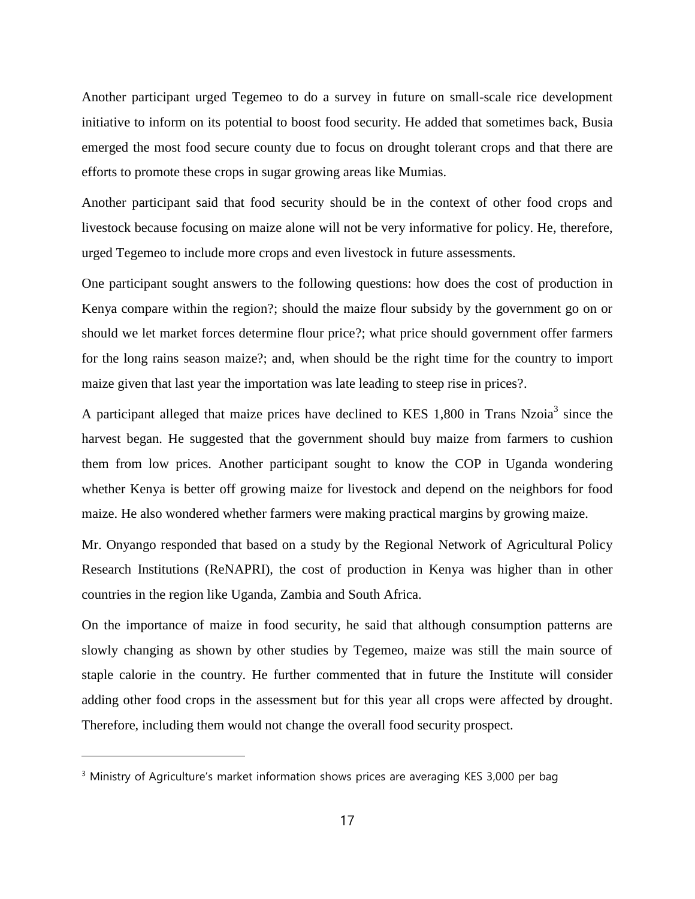Another participant urged Tegemeo to do a survey in future on small-scale rice development initiative to inform on its potential to boost food security. He added that sometimes back, Busia emerged the most food secure county due to focus on drought tolerant crops and that there are efforts to promote these crops in sugar growing areas like Mumias.

Another participant said that food security should be in the context of other food crops and livestock because focusing on maize alone will not be very informative for policy. He, therefore, urged Tegemeo to include more crops and even livestock in future assessments.

One participant sought answers to the following questions: how does the cost of production in Kenya compare within the region?; should the maize flour subsidy by the government go on or should we let market forces determine flour price?; what price should government offer farmers for the long rains season maize?; and, when should be the right time for the country to import maize given that last year the importation was late leading to steep rise in prices?.

A participant alleged that maize prices have declined to KES 1,800 in Trans Nzoia[3] since the harvest began. He suggested that the government should buy maize from farmers to cushion them from low prices. Another participant sought to know the COP in Uganda wondering whether Kenya is better off growing maize for livestock and depend on the neighbors for food maize. He also wondered whether farmers were making practical margins by growing maize.

Mr. Onyango responded that based on a study by the Regional Network of Agricultural Policy Research Institutions (ReNAPRI), the cost of production in Kenya was higher than in other countries in the region like Uganda, Zambia and South Africa.

On the importance of maize in food security, he said that although consumption patterns are slowly changing as shown by other studies by Tegemeo, maize was still the main source of staple calorie in the country. He further commented that in future the Institute will consider adding other food crops in the assessment but for this year all crops were affected by drought. Therefore, including them would not change the overall food security prospect.

---

[3] Ministry of Agriculture's market information shows prices are averaging KES 3,000 per bag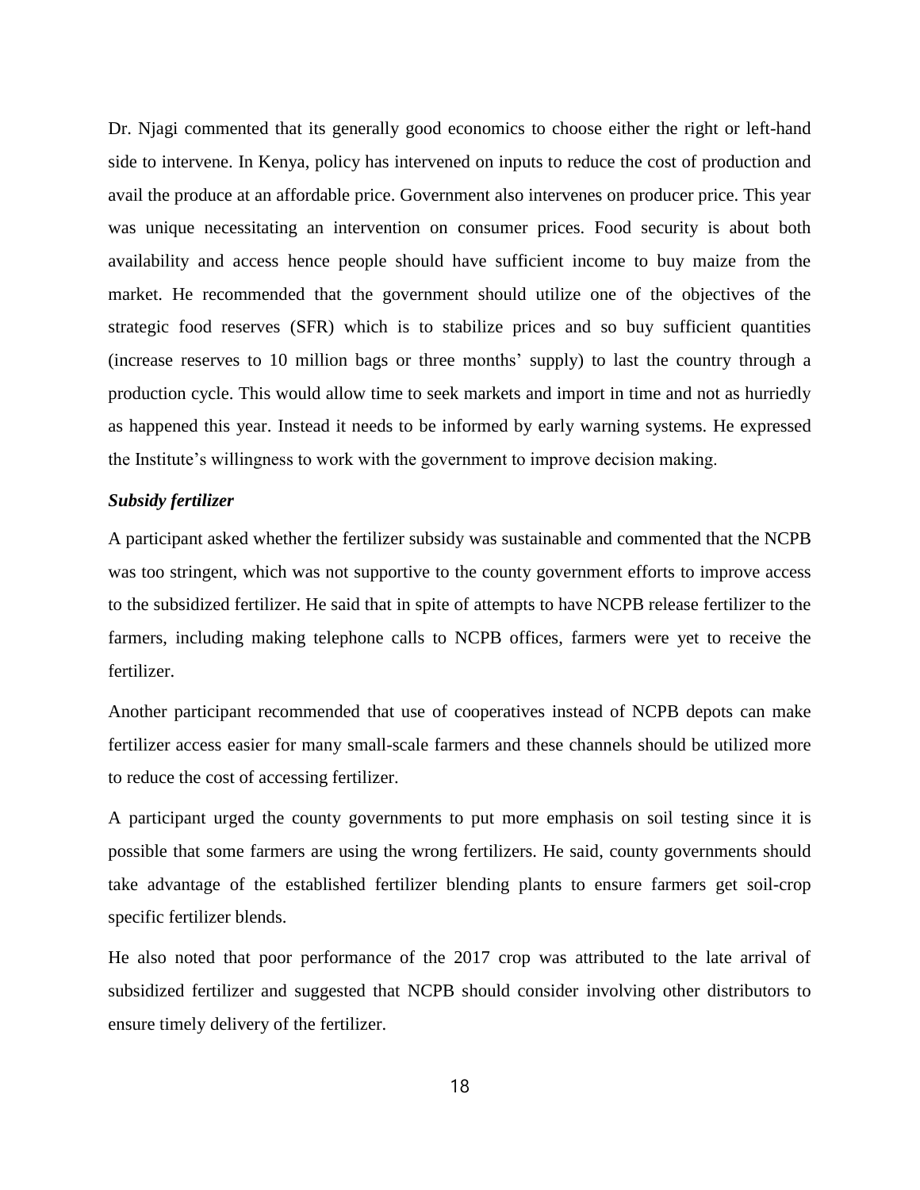Dr. Njagi commented that its generally good economics to choose either the right or left-hand side to intervene. In Kenya, policy has intervened on inputs to reduce the cost of production and avail the produce at an affordable price. Government also intervenes on producer price. This year was unique necessitating an intervention on consumer prices. Food security is about both availability and access hence people should have sufficient income to buy maize from the market. He recommended that the government should utilize one of the objectives of the strategic food reserves (SFR) which is to stabilize prices and so buy sufficient quantities (increase reserves to 10 million bags or three months' supply) to last the country through a production cycle. This would allow time to seek markets and import in time and not as hurriedly as happened this year. Instead it needs to be informed by early warning systems. He expressed the Institute's willingness to work with the government to improve decision making.

***Subsidy fertilizer***

A participant asked whether the fertilizer subsidy was sustainable and commented that the NCPB was too stringent, which was not supportive to the county government efforts to improve access to the subsidized fertilizer. He said that in spite of attempts to have NCPB release fertilizer to the farmers, including making telephone calls to NCPB offices, farmers were yet to receive the fertilizer.

Another participant recommended that use of cooperatives instead of NCPB depots can make fertilizer access easier for many small-scale farmers and these channels should be utilized more to reduce the cost of accessing fertilizer.

A participant urged the county governments to put more emphasis on soil testing since it is possible that some farmers are using the wrong fertilizers. He said, county governments should take advantage of the established fertilizer blending plants to ensure farmers get soil-crop specific fertilizer blends.

He also noted that poor performance of the 2017 crop was attributed to the late arrival of subsidized fertilizer and suggested that NCPB should consider involving other distributors to ensure timely delivery of the fertilizer.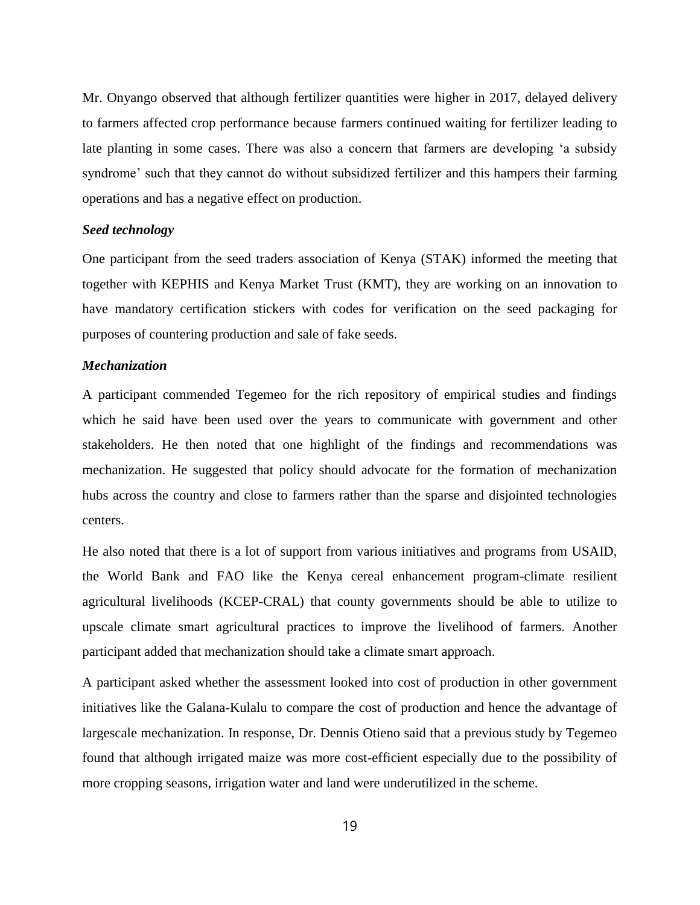Mr. Onyango observed that although fertilizer quantities were higher in 2017, delayed delivery to farmers affected crop performance because farmers continued waiting for fertilizer leading to late planting in some cases. There was also a concern that farmers are developing 'a subsidy syndrome' such that they cannot do without subsidized fertilizer and this hampers their farming operations and has a negative effect on production.

***Seed technology***

One participant from the seed traders association of Kenya (STAK) informed the meeting that together with KEPHIS and Kenya Market Trust (KMT), they are working on an innovation to have mandatory certification stickers with codes for verification on the seed packaging for purposes of countering production and sale of fake seeds.

***Mechanization***

A participant commended Tegemeo for the rich repository of empirical studies and findings which he said have been used over the years to communicate with government and other stakeholders. He then noted that one highlight of the findings and recommendations was mechanization. He suggested that policy should advocate for the formation of mechanization hubs across the country and close to farmers rather than the sparse and disjointed technologies centers.

He also noted that there is a lot of support from various initiatives and programs from USAID, the World Bank and FAO like the Kenya cereal enhancement program-climate resilient agricultural livelihoods (KCEP-CRAL) that county governments should be able to utilize to upscale climate smart agricultural practices to improve the livelihood of farmers. Another participant added that mechanization should take a climate smart approach.

A participant asked whether the assessment looked into cost of production in other government initiatives like the Galana-Kulalu to compare the cost of production and hence the advantage of largescale mechanization. In response, Dr. Dennis Otieno said that a previous study by Tegemeo found that although irrigated maize was more cost-efficient especially due to the possibility of more cropping seasons, irrigation water and land were underutilized in the scheme.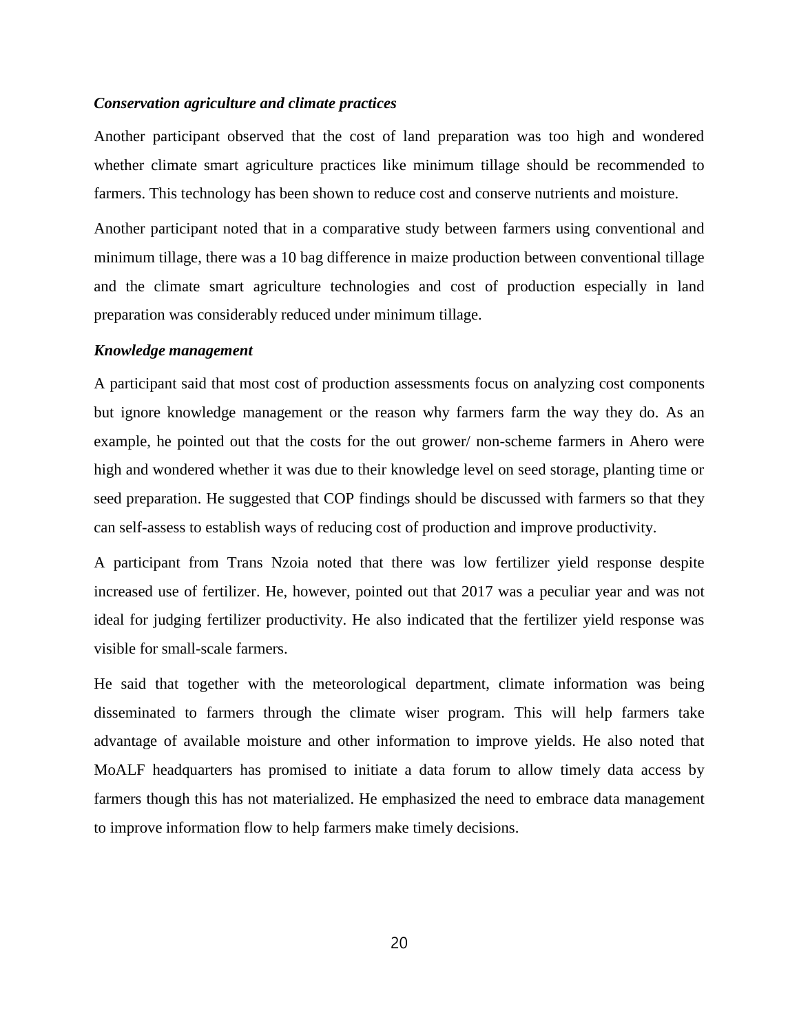***Conservation agriculture and climate practices***

Another participant observed that the cost of land preparation was too high and wondered whether climate smart agriculture practices like minimum tillage should be recommended to farmers. This technology has been shown to reduce cost and conserve nutrients and moisture.

Another participant noted that in a comparative study between farmers using conventional and minimum tillage, there was a 10 bag difference in maize production between conventional tillage and the climate smart agriculture technologies and cost of production especially in land preparation was considerably reduced under minimum tillage.

***Knowledge management***

A participant said that most cost of production assessments focus on analyzing cost components but ignore knowledge management or the reason why farmers farm the way they do. As an example, he pointed out that the costs for the out grower/ non-scheme farmers in Ahero were high and wondered whether it was due to their knowledge level on seed storage, planting time or seed preparation. He suggested that COP findings should be discussed with farmers so that they can self-assess to establish ways of reducing cost of production and improve productivity.

A participant from Trans Nzoia noted that there was low fertilizer yield response despite increased use of fertilizer. He, however, pointed out that 2017 was a peculiar year and was not ideal for judging fertilizer productivity. He also indicated that the fertilizer yield response was visible for small-scale farmers.

He said that together with the meteorological department, climate information was being disseminated to farmers through the climate wiser program. This will help farmers take advantage of available moisture and other information to improve yields. He also noted that MoALF headquarters has promised to initiate a data forum to allow timely data access by farmers though this has not materialized. He emphasized the need to embrace data management to improve information flow to help farmers make timely decisions.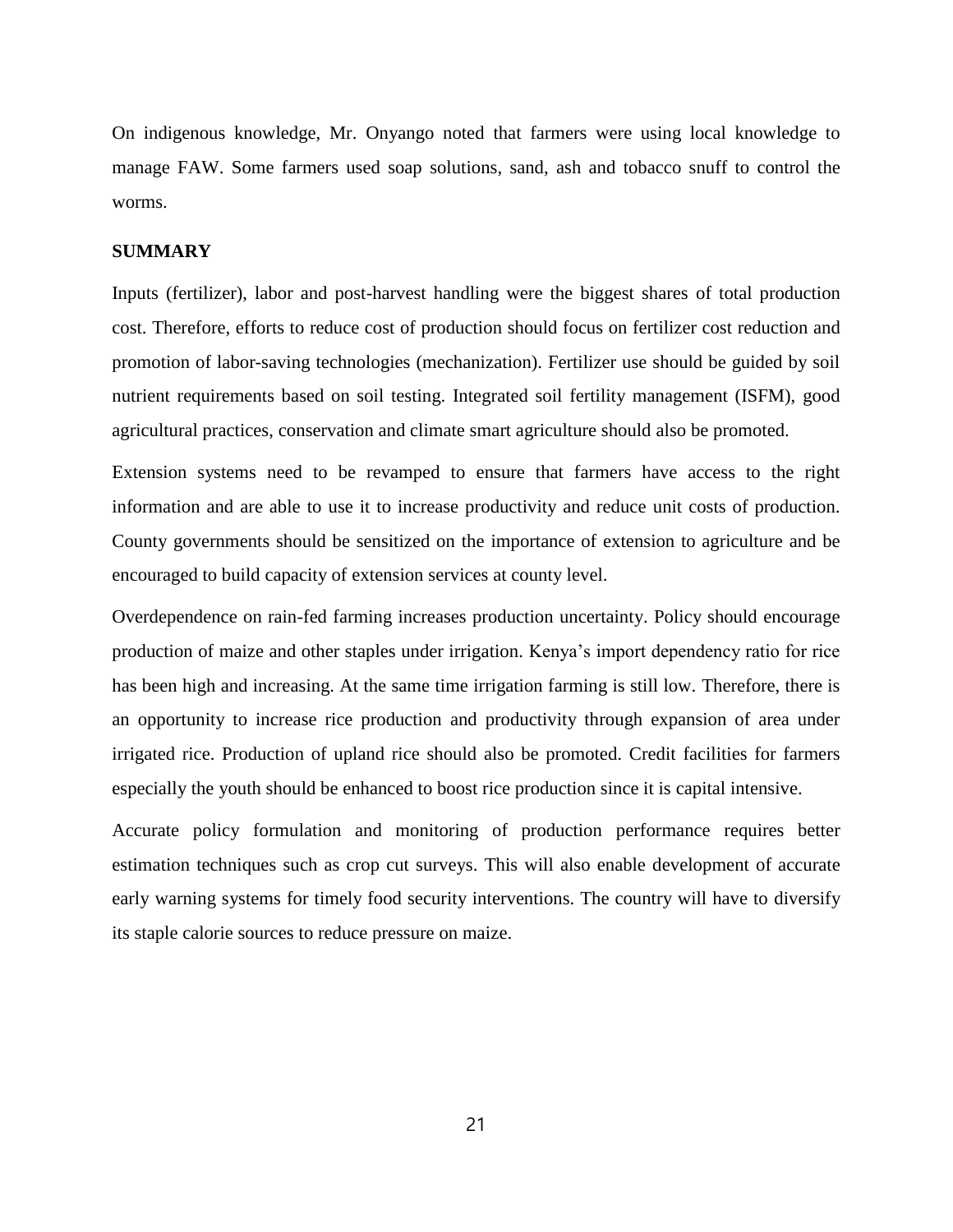On indigenous knowledge, Mr. Onyango noted that farmers were using local knowledge to manage FAW. Some farmers used soap solutions, sand, ash and tobacco snuff to control the worms.

## SUMMARY

Inputs (fertilizer), labor and post-harvest handling were the biggest shares of total production cost. Therefore, efforts to reduce cost of production should focus on fertilizer cost reduction and promotion of labor-saving technologies (mechanization). Fertilizer use should be guided by soil nutrient requirements based on soil testing. Integrated soil fertility management (ISFM), good agricultural practices, conservation and climate smart agriculture should also be promoted.

Extension systems need to be revamped to ensure that farmers have access to the right information and are able to use it to increase productivity and reduce unit costs of production. County governments should be sensitized on the importance of extension to agriculture and be encouraged to build capacity of extension services at county level.

Overdependence on rain-fed farming increases production uncertainty. Policy should encourage production of maize and other staples under irrigation. Kenya's import dependency ratio for rice has been high and increasing. At the same time irrigation farming is still low. Therefore, there is an opportunity to increase rice production and productivity through expansion of area under irrigated rice. Production of upland rice should also be promoted. Credit facilities for farmers especially the youth should be enhanced to boost rice production since it is capital intensive.

Accurate policy formulation and monitoring of production performance requires better estimation techniques such as crop cut surveys. This will also enable development of accurate early warning systems for timely food security interventions. The country will have to diversify its staple calorie sources to reduce pressure on maize.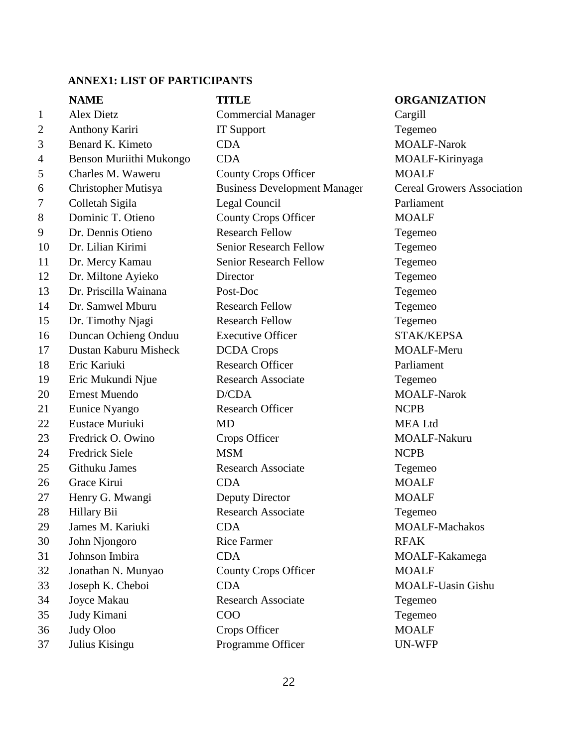**ANNEX1: LIST OF PARTICIPANTS**

| | NAME | TITLE | ORGANIZATION |
|---|---|---|---|
| 1 | Alex Dietz | Commercial Manager | Cargill |
| 2 | Anthony Kariri | IT Support | Tegemeo |
| 3 | Benard K. Kimeto | CDA | MOALF-Narok |
| 4 | Benson Muriithi Mukongo | CDA | MOALF-Kirinyaga |
| 5 | Charles M. Waweru | County Crops Officer | MOALF |
| 6 | Christopher Mutisya | Business Development Manager | Cereal Growers Association |
| 7 | Colletah Sigila | Legal Council | Parliament |
| 8 | Dominic T. Otieno | County Crops Officer | MOALF |
| 9 | Dr. Dennis Otieno | Research Fellow | Tegemeo |
| 10 | Dr. Lilian Kirimi | Senior Research Fellow | Tegemeo |
| 11 | Dr. Mercy Kamau | Senior Research Fellow | Tegemeo |
| 12 | Dr. Miltone Ayieko | Director | Tegemeo |
| 13 | Dr. Priscilla Wainana | Post-Doc | Tegemeo |
| 14 | Dr. Samwel Mburu | Research Fellow | Tegemeo |
| 15 | Dr. Timothy Njagi | Research Fellow | Tegemeo |
| 16 | Duncan Ochieng Onduu | Executive Officer | STAK/KEPSA |
| 17 | Dustan Kaburu Misheck | DCDA Crops | MOALF-Meru |
| 18 | Eric Kariuki | Research Officer | Parliament |
| 19 | Eric Mukundi Njue | Research Associate | Tegemeo |
| 20 | Ernest Muendo | D/CDA | MOALF-Narok |
| 21 | Eunice Nyango | Research Officer | NCPB |
| 22 | Eustace Muriuki | MD | MEA Ltd |
| 23 | Fredrick O. Owino | Crops Officer | MOALF-Nakuru |
| 24 | Fredrick Siele | MSM | NCPB |
| 25 | Githuku James | Research Associate | Tegemeo |
| 26 | Grace Kirui | CDA | MOALF |
| 27 | Henry G. Mwangi | Deputy Director | MOALF |
| 28 | Hillary Bii | Research Associate | Tegemeo |
| 29 | James M. Kariuki | CDA | MOALF-Machakos |
| 30 | John Njongoro | Rice Farmer | RFAK |
| 31 | Johnson Imbira | CDA | MOALF-Kakamega |
| 32 | Jonathan N. Munyao | County Crops Officer | MOALF |
| 33 | Joseph K. Cheboi | CDA | MOALF-Uasin Gishu |
| 34 | Joyce Makau | Research Associate | Tegemeo |
| 35 | Judy Kimani | COO | Tegemeo |
| 36 | Judy Oloo | Crops Officer | MOALF |
| 37 | Julius Kisingu | Programme Officer | UN-WFP |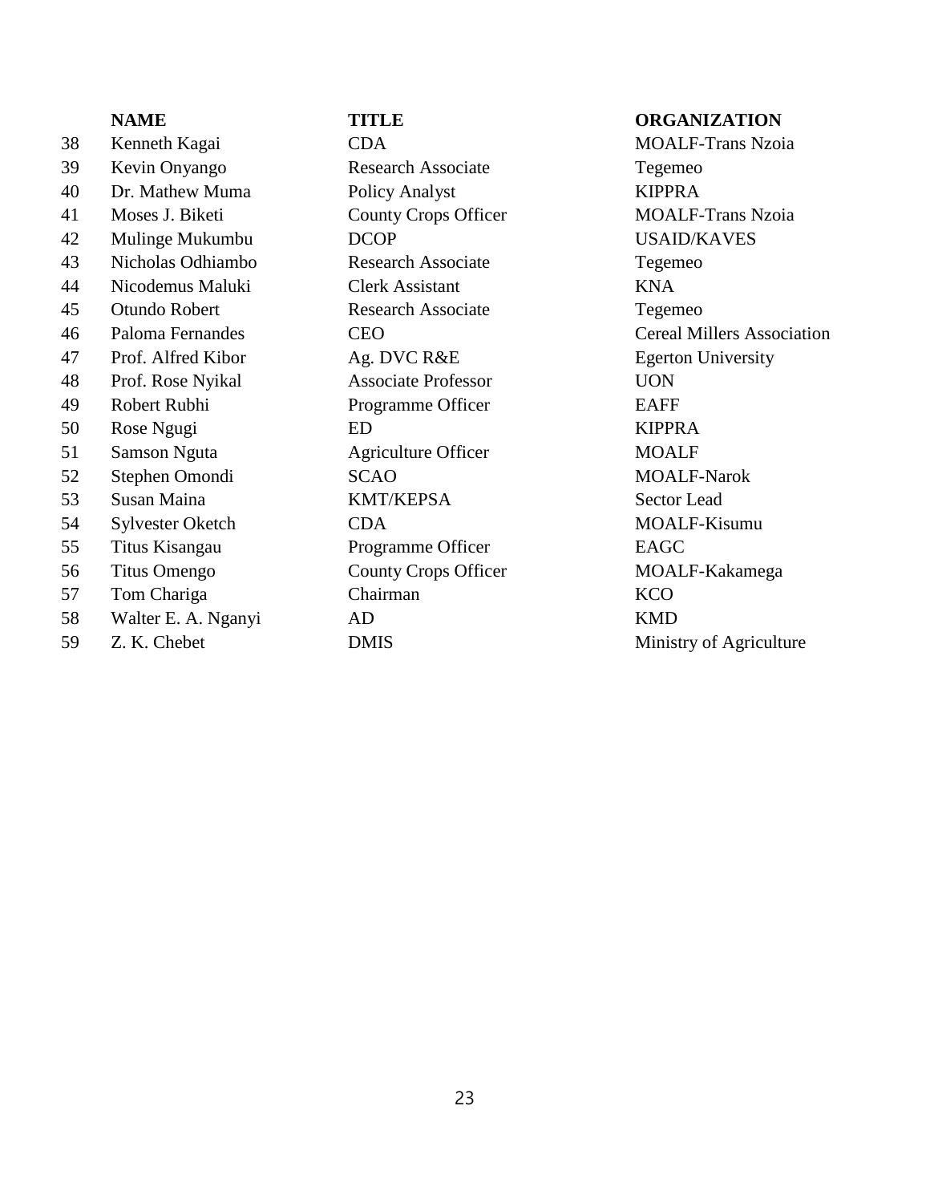| | NAME | TITLE | ORGANIZATION |
|---|---|---|---|
| 38 | Kenneth Kagai | CDA | MOALF-Trans Nzoia |
| 39 | Kevin Onyango | Research Associate | Tegemeo |
| 40 | Dr. Mathew Muma | Policy Analyst | KIPPRA |
| 41 | Moses J. Biketi | County Crops Officer | MOALF-Trans Nzoia |
| 42 | Mulinge Mukumbu | DCOP | USAID/KAVES |
| 43 | Nicholas Odhiambo | Research Associate | Tegemeo |
| 44 | Nicodemus Maluki | Clerk Assistant | KNA |
| 45 | Otundo Robert | Research Associate | Tegemeo |
| 46 | Paloma Fernandes | CEO | Cereal Millers Association |
| 47 | Prof. Alfred Kibor | Ag. DVC R&E | Egerton University |
| 48 | Prof. Rose Nyikal | Associate Professor | UON |
| 49 | Robert Rubhi | Programme Officer | EAFF |
| 50 | Rose Ngugi | ED | KIPPRA |
| 51 | Samson Nguta | Agriculture Officer | MOALF |
| 52 | Stephen Omondi | SCAO | MOALF-Narok |
| 53 | Susan Maina | KMT/KEPSA | Sector Lead |
| 54 | Sylvester Oketch | CDA | MOALF-Kisumu |
| 55 | Titus Kisangau | Programme Officer | EAGC |
| 56 | Titus Omengo | County Crops Officer | MOALF-Kakamega |
| 57 | Tom Chariga | Chairman | KCO |
| 58 | Walter E. A. Nganyi | AD | KMD |
| 59 | Z. K. Chebet | DMIS | Ministry of Agriculture |